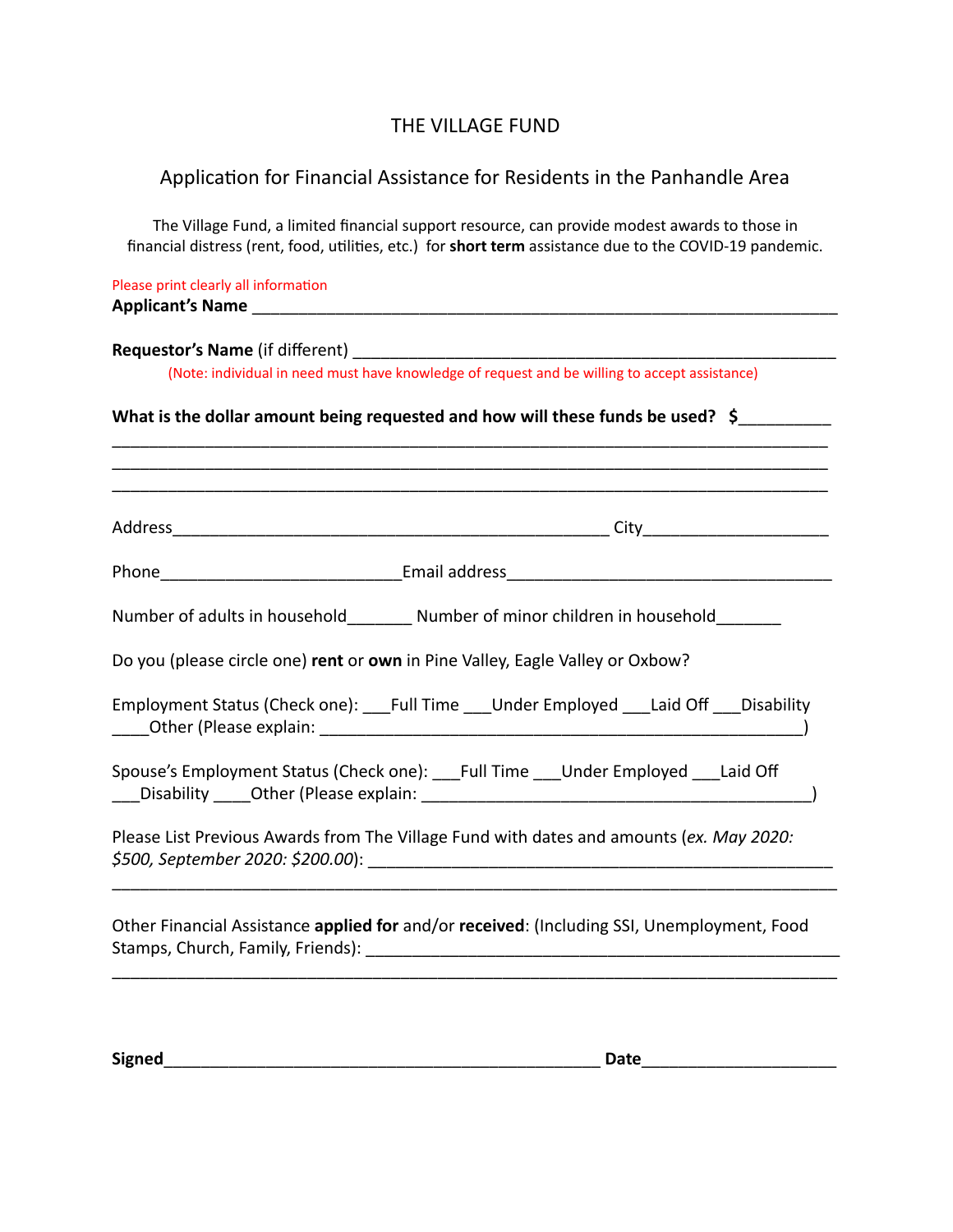# THE VILLAGE FUND

## Application for Financial Assistance for Residents in the Panhandle Area

The Village Fund, a limited financial support resource, can provide modest awards to those in financial distress (rent, food, utilities, etc.) for **short term** assistance due to the COVID-19 pandemic.

Please print clearly all information

**Applicant's Name** ____________________________________________________________

**Requestor's Name** (if different) ______________________________________________

(Note: individual in need must have knowledge of request and be willing to accept assistance)

**What is the dollar amount being requested and how will these funds be used? $**__________

______________________________________________________________________________

______________________________________________________________________________

______________________________________________________________________________

Address______________________________________________ City__________________

Phone_________________________Email address___________________________________

Number of adults in household_______ Number of minor children in household_______

Do you (please circle one) **rent** or **own** in Pine Valley, Eagle Valley or Oxbow?

Employment Status (Check one): ___Full Time ___Under Employed ___Laid Off ___Disability ____Other (Please explain: _______________________________________________)

Spouse's Employment Status (Check one): ___Full Time ___Under Employed ___Laid Off ___Disability ____Other (Please explain: ________________________________________)

Please List Previous Awards from The Village Fund with dates and amounts (*ex. May 2020: $500, September 2020: $200.00*): ________________________________________________

______________________________________________________________________________

Other Financial Assistance **applied for** and/or **received**: (Including SSI, Unemployment, Food Stamps, Church, Family, Friends): _________________________________________________

______________________________________________________________________________

**Signed**_____________________________________________ **Date**____________________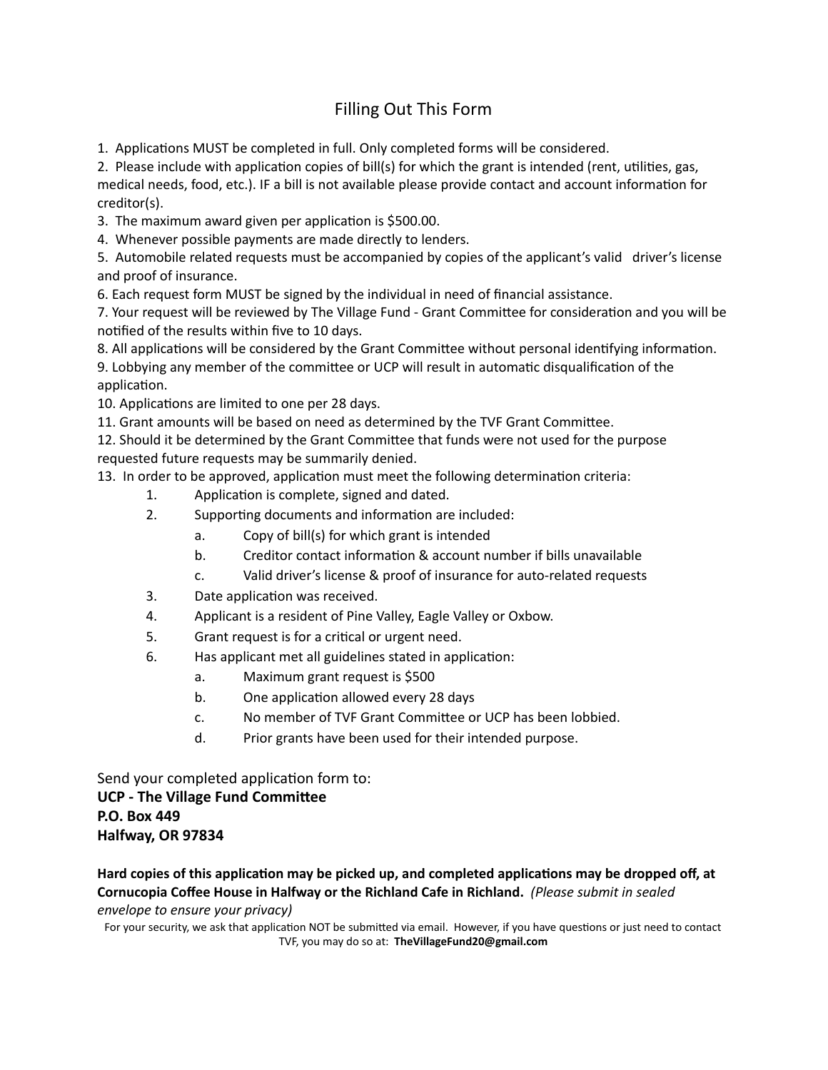# Filling Out This Form

1. Applications MUST be completed in full. Only completed forms will be considered.
2. Please include with application copies of bill(s) for which the grant is intended (rent, utilities, gas, medical needs, food, etc.). IF a bill is not available please provide contact and account information for creditor(s).
3. The maximum award given per application is $500.00.
4. Whenever possible payments are made directly to lenders.
5. Automobile related requests must be accompanied by copies of the applicant's valid driver's license and proof of insurance.
6. Each request form MUST be signed by the individual in need of financial assistance.
7. Your request will be reviewed by The Village Fund - Grant Committee for consideration and you will be notified of the results within five to 10 days.
8. All applications will be considered by the Grant Committee without personal identifying information.
9. Lobbying any member of the committee or UCP will result in automatic disqualification of the application.
10. Applications are limited to one per 28 days.
11. Grant amounts will be based on need as determined by the TVF Grant Committee.
12. Should it be determined by the Grant Committee that funds were not used for the purpose requested future requests may be summarily denied.
13. In order to be approved, application must meet the following determination criteria:
    1. Application is complete, signed and dated.
    2. Supporting documents and information are included:
        a. Copy of bill(s) for which grant is intended
        b. Creditor contact information & account number if bills unavailable
        c. Valid driver's license & proof of insurance for auto-related requests
    3. Date application was received.
    4. Applicant is a resident of Pine Valley, Eagle Valley or Oxbow.
    5. Grant request is for a critical or urgent need.
    6. Has applicant met all guidelines stated in application:
        a. Maximum grant request is $500
        b. One application allowed every 28 days
        c. No member of TVF Grant Committee or UCP has been lobbied.
        d. Prior grants have been used for their intended purpose.

Send your completed application form to:
**UCP - The Village Fund Committee**
**P.O. Box 449**
**Halfway, OR 97834**

**Hard copies of this application may be picked up, and completed applications may be dropped off, at Cornucopia Coffee House in Halfway or the Richland Cafe in Richland.** *(Please submit in sealed envelope to ensure your privacy)*

For your security, we ask that application NOT be submitted via email. However, if you have questions or just need to contact TVF, you may do so at: **TheVillageFund20@gmail.com**